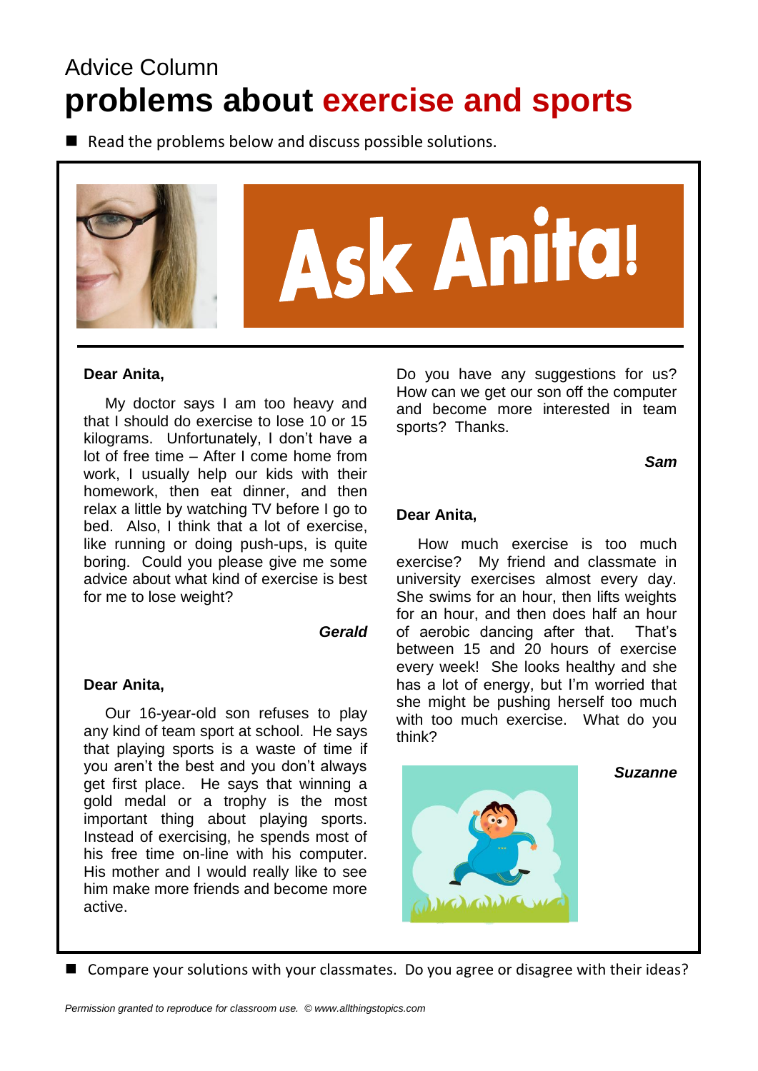Advice Column

# problems about exercise and sports

- Read the problems below and discuss possible solutions.

## Ask Anita!

**Dear Anita,**

My doctor says I am too heavy and that I should do exercise to lose 10 or 15 kilograms. Unfortunately, I don't have a lot of free time – After I come home from work, I usually help our kids with their homework, then eat dinner, and then relax a little by watching TV before I go to bed. Also, I think that a lot of exercise, like running or doing push-ups, is quite boring. Could you please give me some advice about what kind of exercise is best for me to lose weight?

***Gerald***

**Dear Anita,**

Our 16-year-old son refuses to play any kind of team sport at school. He says that playing sports is a waste of time if you aren't the best and you don't always get first place. He says that winning a gold medal or a trophy is the most important thing about playing sports. Instead of exercising, he spends most of his free time on-line with his computer. His mother and I would really like to see him make more friends and become more active.

Do you have any suggestions for us? How can we get our son off the computer and become more interested in team sports? Thanks.

***Sam***

**Dear Anita,**

How much exercise is too much exercise? My friend and classmate in university exercises almost every day. She swims for an hour, then lifts weights for an hour, and then does half an hour of aerobic dancing after that. That's between 15 and 20 hours of exercise every week! She looks healthy and she has a lot of energy, but I'm worried that she might be pushing herself too much with too much exercise. What do you think?

***Suzanne***

- Compare your solutions with your classmates. Do you agree or disagree with their ideas?

*Permission granted to reproduce for classroom use. © www.allthingstopics.com*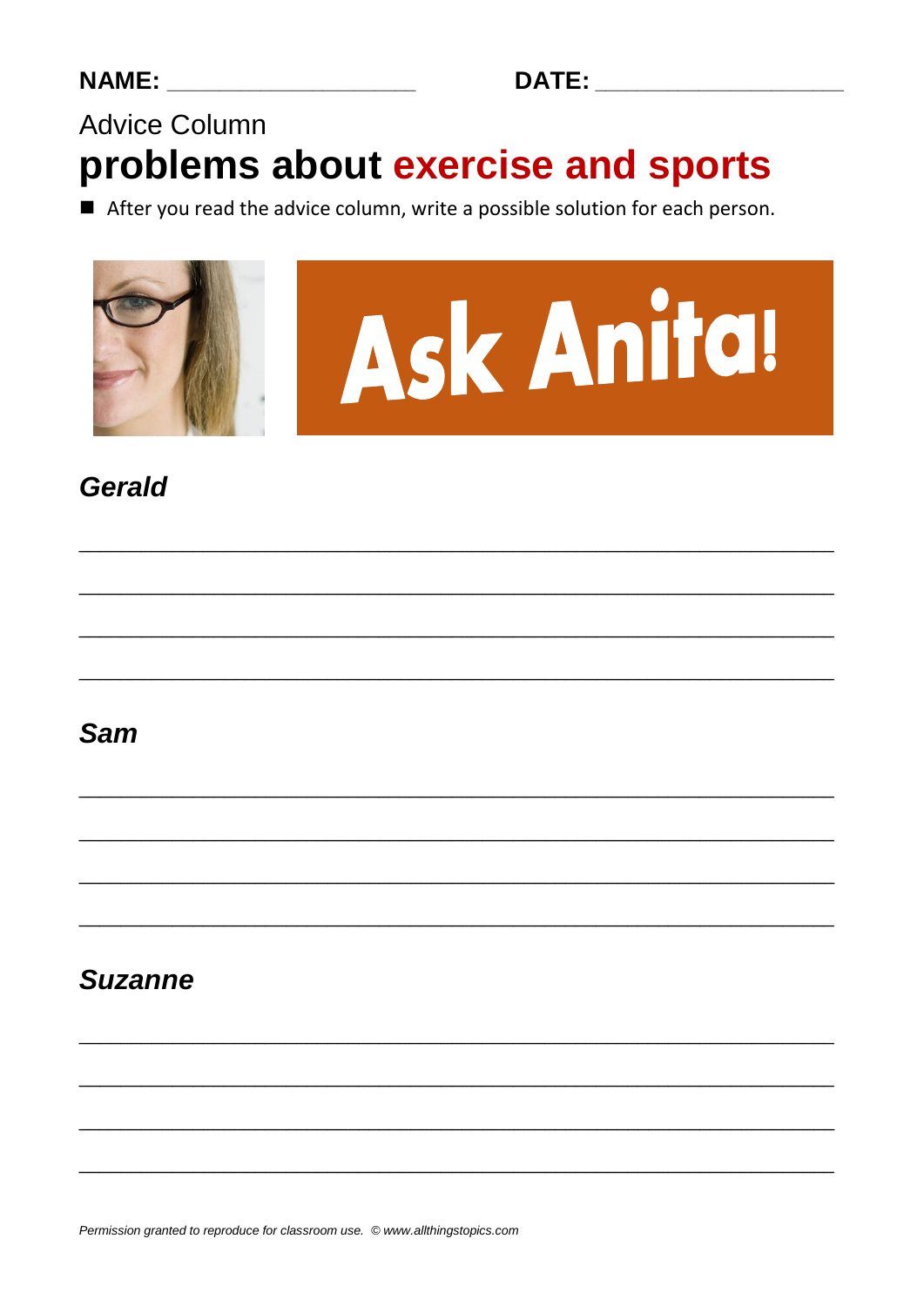NAME: ____________________ DATE: ____________________

Advice Column

# problems about exercise and sports

- After you read the advice column, write a possible solution for each person.

Ask Anita!

### *Gerald*

______________________________________________________________________

______________________________________________________________________

______________________________________________________________________

______________________________________________________________________

### *Sam*

______________________________________________________________________

______________________________________________________________________

______________________________________________________________________

______________________________________________________________________

### *Suzanne*

______________________________________________________________________

______________________________________________________________________

______________________________________________________________________

______________________________________________________________________

*Permission granted to reproduce for classroom use. © www.allthingstopics.com*